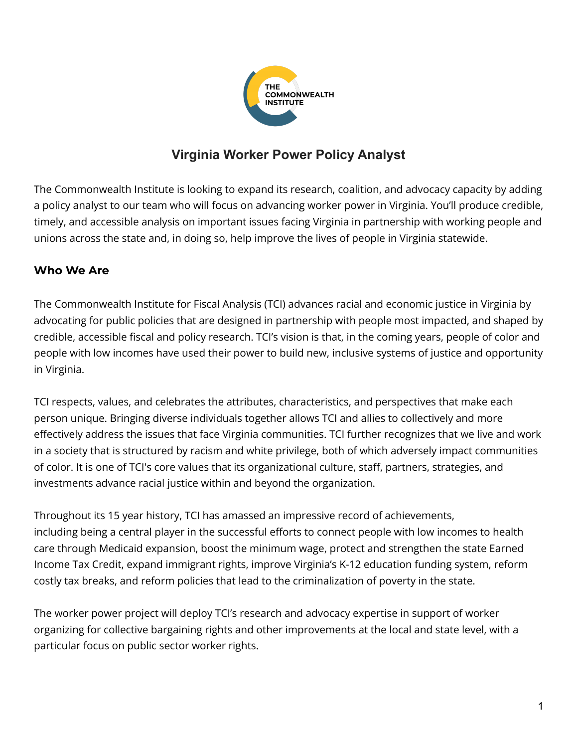# Virginia Worker Power Policy Analyst

The Commonwealth Institute is looking to expand its research, coalition, and advocacy capacity by adding a policy analyst to our team who will focus on advancing worker power in Virginia. You'll produce credible, timely, and accessible analysis on important issues facing Virginia in partnership with working people and unions across the state and, in doing so, help improve the lives of people in Virginia statewide.

## Who We Are

The Commonwealth Institute for Fiscal Analysis (TCI) advances racial and economic justice in Virginia by advocating for public policies that are designed in partnership with people most impacted, and shaped by credible, accessible fiscal and policy research. TCI's vision is that, in the coming years, people of color and people with low incomes have used their power to build new, inclusive systems of justice and opportunity in Virginia.

TCI respects, values, and celebrates the attributes, characteristics, and perspectives that make each person unique. Bringing diverse individuals together allows TCI and allies to collectively and more effectively address the issues that face Virginia communities. TCI further recognizes that we live and work in a society that is structured by racism and white privilege, both of which adversely impact communities of color. It is one of TCI's core values that its organizational culture, staff, partners, strategies, and investments advance racial justice within and beyond the organization.

Throughout its 15 year history, TCI has amassed an impressive record of achievements, including being a central player in the successful efforts to connect people with low incomes to health care through Medicaid expansion, boost the minimum wage, protect and strengthen the state Earned Income Tax Credit, expand immigrant rights, improve Virginia's K-12 education funding system, reform costly tax breaks, and reform policies that lead to the criminalization of poverty in the state.

The worker power project will deploy TCI's research and advocacy expertise in support of worker organizing for collective bargaining rights and other improvements at the local and state level, with a particular focus on public sector worker rights.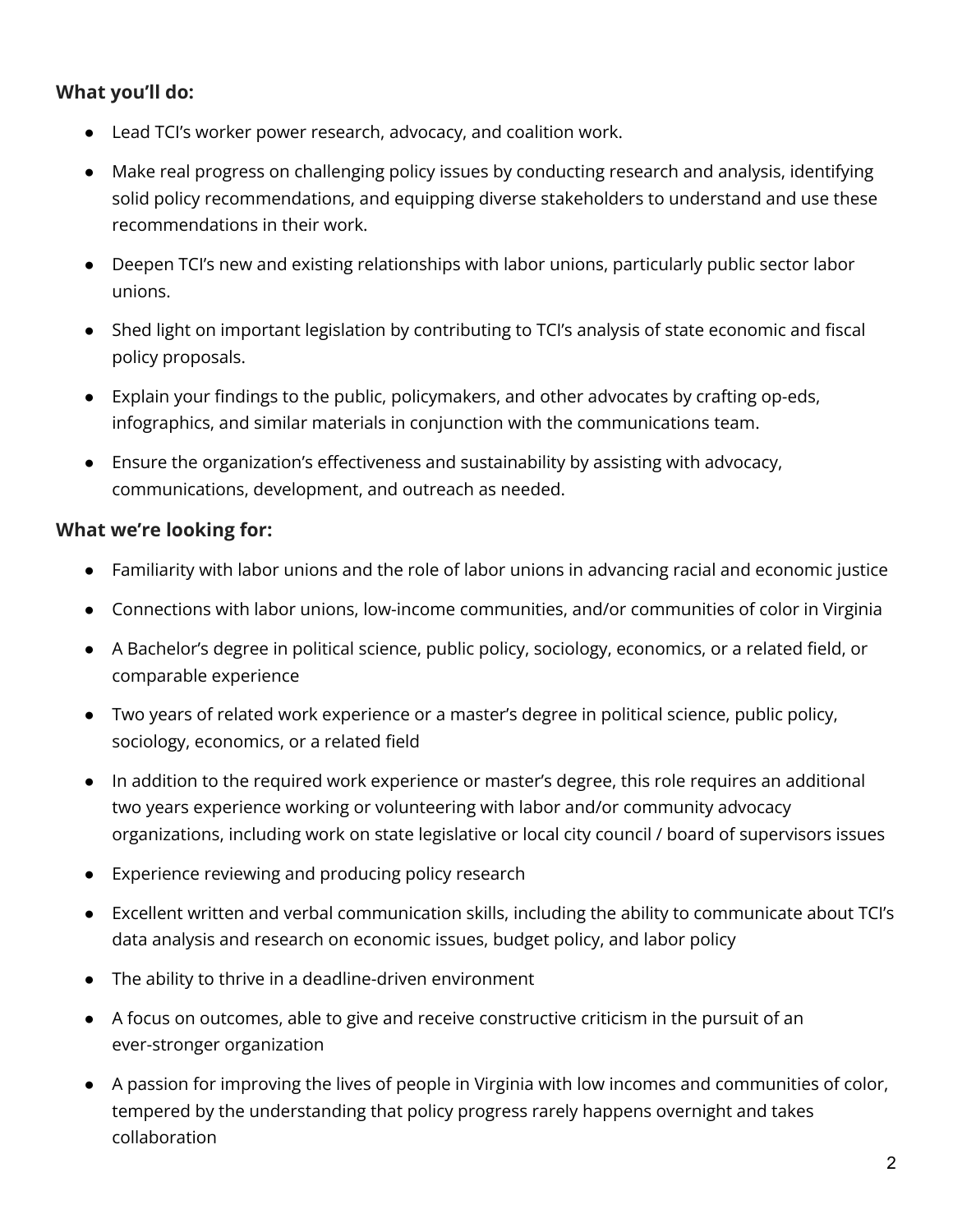**What you'll do:**

- Lead TCI's worker power research, advocacy, and coalition work.
- Make real progress on challenging policy issues by conducting research and analysis, identifying solid policy recommendations, and equipping diverse stakeholders to understand and use these recommendations in their work.
- Deepen TCI's new and existing relationships with labor unions, particularly public sector labor unions.
- Shed light on important legislation by contributing to TCI's analysis of state economic and fiscal policy proposals.
- Explain your findings to the public, policymakers, and other advocates by crafting op-eds, infographics, and similar materials in conjunction with the communications team.
- Ensure the organization's effectiveness and sustainability by assisting with advocacy, communications, development, and outreach as needed.

**What we're looking for:**

- Familiarity with labor unions and the role of labor unions in advancing racial and economic justice
- Connections with labor unions, low-income communities, and/or communities of color in Virginia
- A Bachelor's degree in political science, public policy, sociology, economics, or a related field, or comparable experience
- Two years of related work experience or a master's degree in political science, public policy, sociology, economics, or a related field
- In addition to the required work experience or master's degree, this role requires an additional two years experience working or volunteering with labor and/or community advocacy organizations, including work on state legislative or local city council / board of supervisors issues
- Experience reviewing and producing policy research
- Excellent written and verbal communication skills, including the ability to communicate about TCI's data analysis and research on economic issues, budget policy, and labor policy
- The ability to thrive in a deadline-driven environment
- A focus on outcomes, able to give and receive constructive criticism in the pursuit of an ever-stronger organization
- A passion for improving the lives of people in Virginia with low incomes and communities of color, tempered by the understanding that policy progress rarely happens overnight and takes collaboration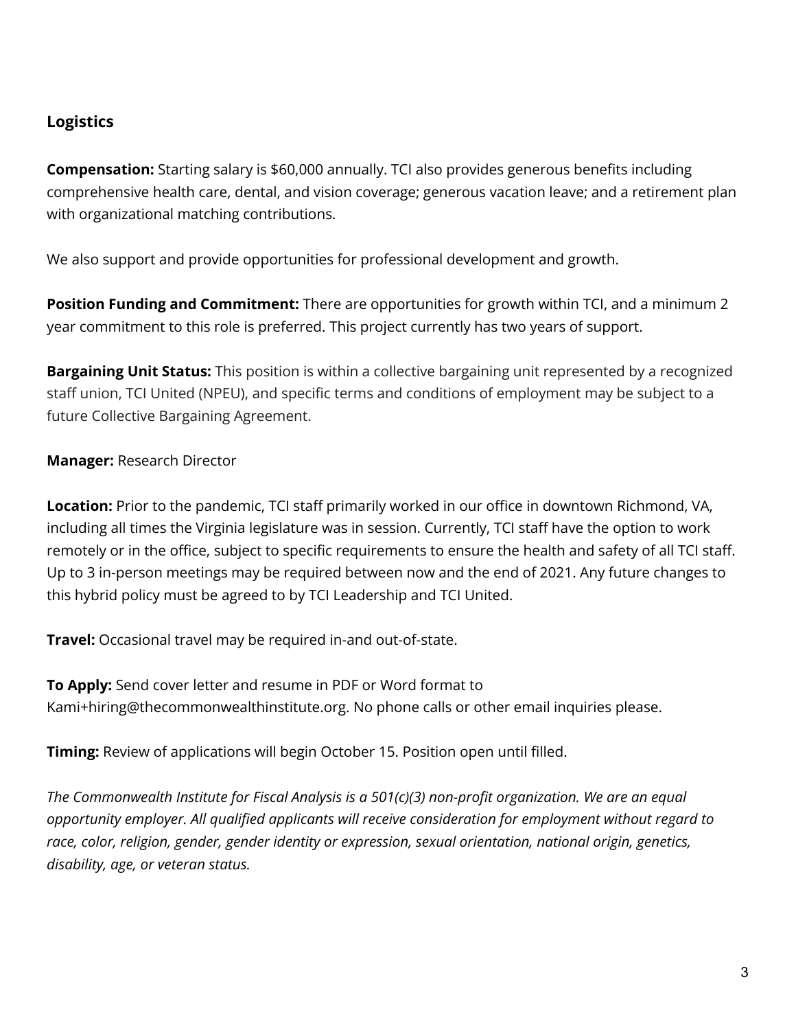### Logistics

**Compensation:** Starting salary is $60,000 annually. TCI also provides generous benefits including comprehensive health care, dental, and vision coverage; generous vacation leave; and a retirement plan with organizational matching contributions.

We also support and provide opportunities for professional development and growth.

**Position Funding and Commitment:** There are opportunities for growth within TCI, and a minimum 2 year commitment to this role is preferred. This project currently has two years of support.

**Bargaining Unit Status:** This position is within a collective bargaining unit represented by a recognized staff union, TCI United (NPEU), and specific terms and conditions of employment may be subject to a future Collective Bargaining Agreement.

**Manager:** Research Director

**Location:** Prior to the pandemic, TCI staff primarily worked in our office in downtown Richmond, VA, including all times the Virginia legislature was in session. Currently, TCI staff have the option to work remotely or in the office, subject to specific requirements to ensure the health and safety of all TCI staff. Up to 3 in-person meetings may be required between now and the end of 2021. Any future changes to this hybrid policy must be agreed to by TCI Leadership and TCI United.

**Travel:** Occasional travel may be required in-and out-of-state.

**To Apply:** Send cover letter and resume in PDF or Word format to Kami+hiring@thecommonwealthinstitute.org. No phone calls or other email inquiries please.

**Timing:** Review of applications will begin October 15. Position open until filled.

*The Commonwealth Institute for Fiscal Analysis is a 501(c)(3) non-profit organization. We are an equal opportunity employer. All qualified applicants will receive consideration for employment without regard to race, color, religion, gender, gender identity or expression, sexual orientation, national origin, genetics, disability, age, or veteran status.*